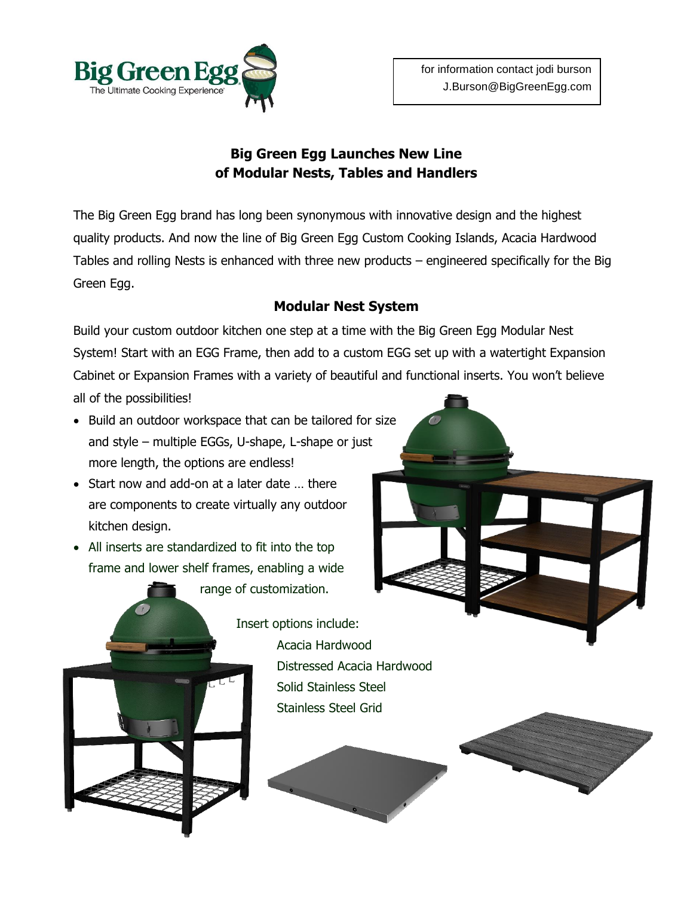for information contact jodi burson
J.Burson@BigGreenEgg.com

## Big Green Egg Launches New Line of Modular Nests, Tables and Handlers

The Big Green Egg brand has long been synonymous with innovative design and the highest quality products. And now the line of Big Green Egg Custom Cooking Islands, Acacia Hardwood Tables and rolling Nests is enhanced with three new products – engineered specifically for the Big Green Egg.

### Modular Nest System

Build your custom outdoor kitchen one step at a time with the Big Green Egg Modular Nest System! Start with an EGG Frame, then add to a custom EGG set up with a watertight Expansion Cabinet or Expansion Frames with a variety of beautiful and functional inserts. You won't believe all of the possibilities!

- Build an outdoor workspace that can be tailored for size and style – multiple EGGs, U-shape, L-shape or just more length, the options are endless!
- Start now and add-on at a later date … there are components to create virtually any outdoor kitchen design.
- All inserts are standardized to fit into the top frame and lower shelf frames, enabling a wide range of customization.

Insert options include:

Acacia Hardwood
Distressed Acacia Hardwood
Solid Stainless Steel
Stainless Steel Grid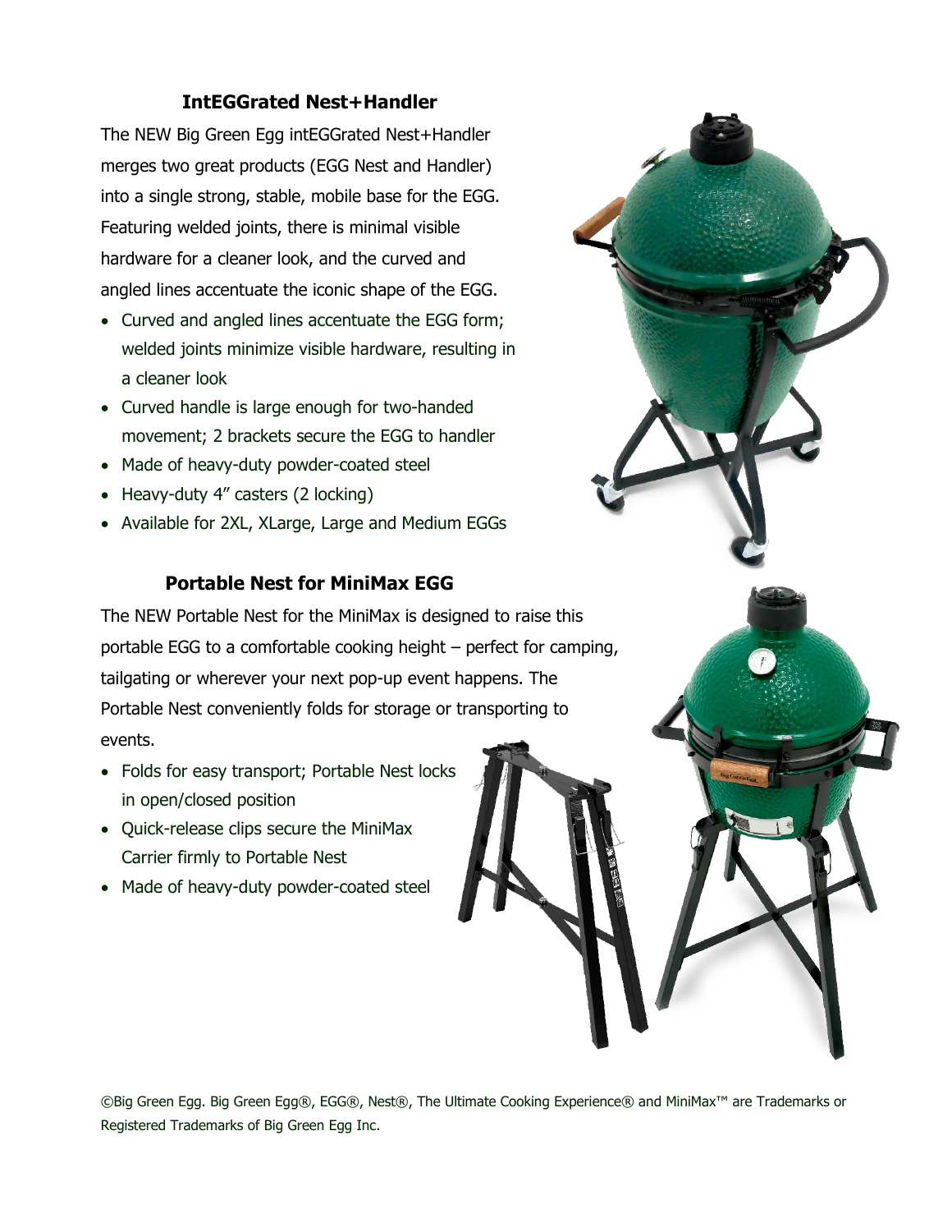## IntEGGrated Nest+Handler

The NEW Big Green Egg intEGGrated Nest+Handler merges two great products (EGG Nest and Handler) into a single strong, stable, mobile base for the EGG. Featuring welded joints, there is minimal visible hardware for a cleaner look, and the curved and angled lines accentuate the iconic shape of the EGG.

- Curved and angled lines accentuate the EGG form; welded joints minimize visible hardware, resulting in a cleaner look
- Curved handle is large enough for two-handed movement; 2 brackets secure the EGG to handler
- Made of heavy-duty powder-coated steel
- Heavy-duty 4" casters (2 locking)
- Available for 2XL, XLarge, Large and Medium EGGs

## Portable Nest for MiniMax EGG

The NEW Portable Nest for the MiniMax is designed to raise this portable EGG to a comfortable cooking height – perfect for camping, tailgating or wherever your next pop-up event happens. The Portable Nest conveniently folds for storage or transporting to events.

- Folds for easy transport; Portable Nest locks in open/closed position
- Quick-release clips secure the MiniMax Carrier firmly to Portable Nest
- Made of heavy-duty powder-coated steel

©Big Green Egg. Big Green Egg®, EGG®, Nest®, The Ultimate Cooking Experience® and MiniMax™ are Trademarks or Registered Trademarks of Big Green Egg Inc.